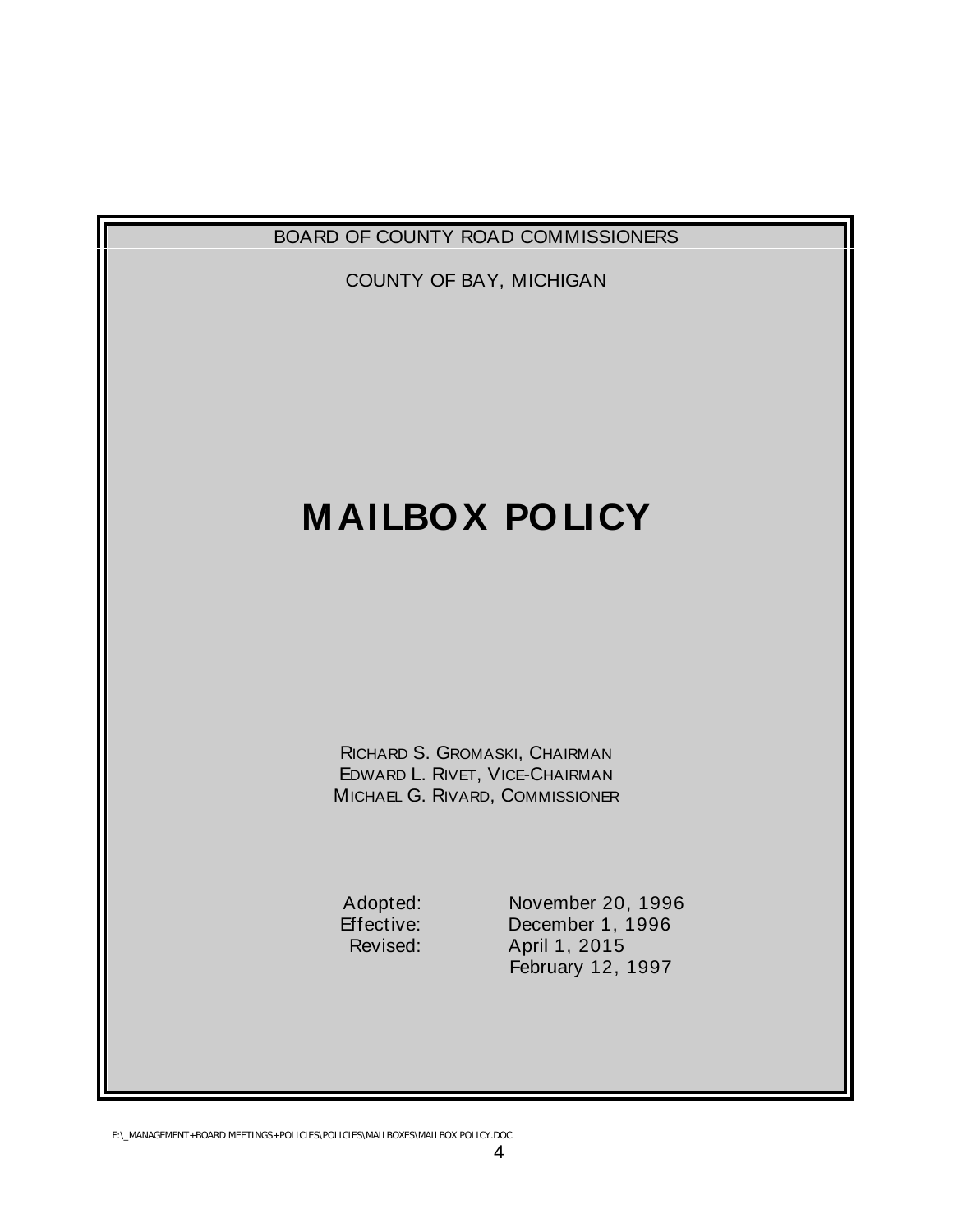BOARD OF COUNTY ROAD COMMISSIONERS

COUNTY OF BAY, MICHIGAN

# MAILBOX POLICY

RICHARD S. GROMASKI, CHAIRMAN
EDWARD L. RIVET, VICE-CHAIRMAN
MICHAEL G. RIVARD, COMMISSIONER

Adopted: November 20, 1996
Effective: December 1, 1996
Revised: April 1, 2015
February 12, 1997

F:\_MANAGEMENT+BOARD MEETINGS+POLICIES\POLICIES\MAILBOXES\MAILBOX POLICY.DOC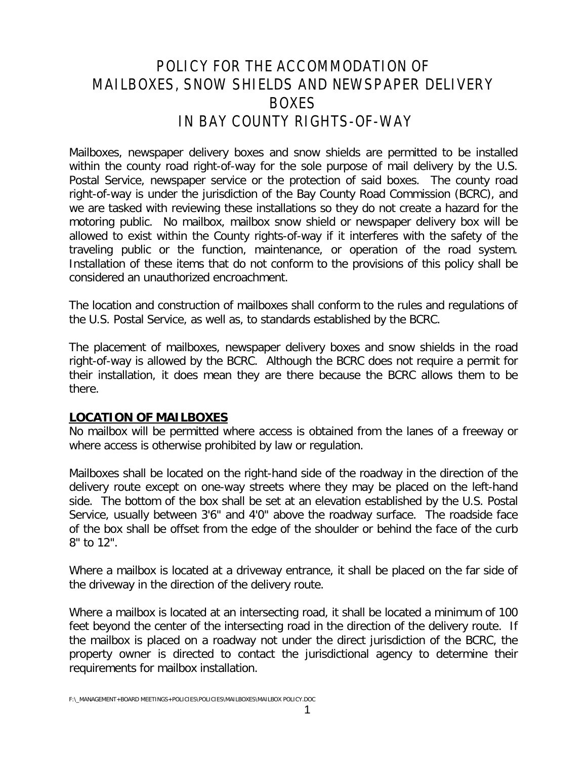# POLICY FOR THE ACCOMMODATION OF MAILBOXES, SNOW SHIELDS AND NEWSPAPER DELIVERY BOXES IN BAY COUNTY RIGHTS-OF-WAY

Mailboxes, newspaper delivery boxes and snow shields are permitted to be installed within the county road right-of-way for the sole purpose of mail delivery by the U.S. Postal Service, newspaper service or the protection of said boxes. The county road right-of-way is under the jurisdiction of the Bay County Road Commission (BCRC), and we are tasked with reviewing these installations so they do not create a hazard for the motoring public. No mailbox, mailbox snow shield or newspaper delivery box will be allowed to exist within the County rights-of-way if it interferes with the safety of the traveling public or the function, maintenance, or operation of the road system. Installation of these items that do not conform to the provisions of this policy shall be considered an unauthorized encroachment.

The location and construction of mailboxes shall conform to the rules and regulations of the U.S. Postal Service, as well as, to standards established by the BCRC.

The placement of mailboxes, newspaper delivery boxes and snow shields in the road right-of-way is allowed by the BCRC. Although the BCRC does not require a permit for their installation, it does mean they are there because the BCRC allows them to be there.

## LOCATION OF MAILBOXES

No mailbox will be permitted where access is obtained from the lanes of a freeway or where access is otherwise prohibited by law or regulation.

Mailboxes shall be located on the right-hand side of the roadway in the direction of the delivery route except on one-way streets where they may be placed on the left-hand side. The bottom of the box shall be set at an elevation established by the U.S. Postal Service, usually between 3'6" and 4'0" above the roadway surface. The roadside face of the box shall be offset from the edge of the shoulder or behind the face of the curb 8" to 12".

Where a mailbox is located at a driveway entrance, it shall be placed on the far side of the driveway in the direction of the delivery route.

Where a mailbox is located at an intersecting road, it shall be located a minimum of 100 feet beyond the center of the intersecting road in the direction of the delivery route. If the mailbox is placed on a roadway not under the direct jurisdiction of the BCRC, the property owner is directed to contact the jurisdictional agency to determine their requirements for mailbox installation.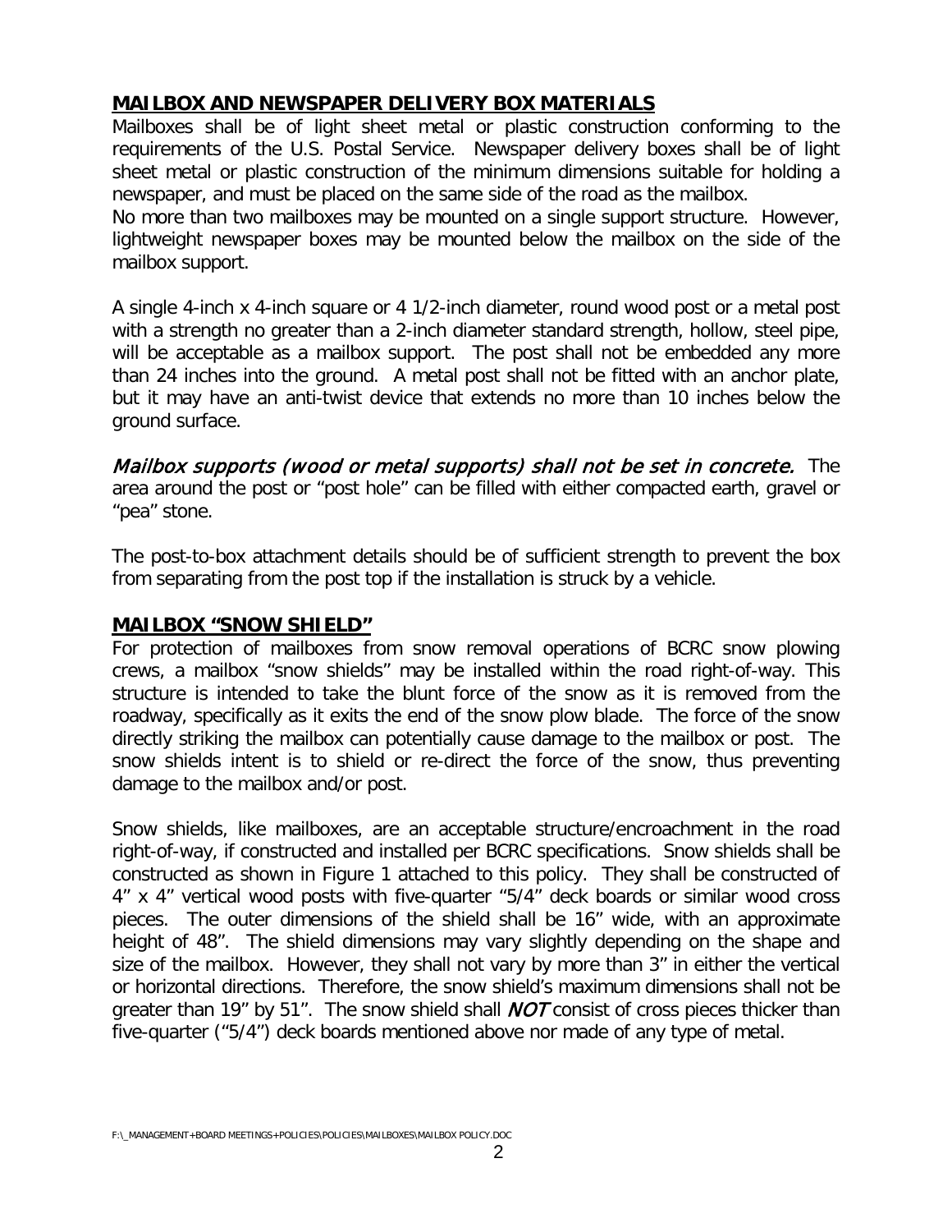## MAILBOX AND NEWSPAPER DELIVERY BOX MATERIALS

Mailboxes shall be of light sheet metal or plastic construction conforming to the requirements of the U.S. Postal Service. Newspaper delivery boxes shall be of light sheet metal or plastic construction of the minimum dimensions suitable for holding a newspaper, and must be placed on the same side of the road as the mailbox.
No more than two mailboxes may be mounted on a single support structure. However, lightweight newspaper boxes may be mounted below the mailbox on the side of the mailbox support.

A single 4-inch x 4-inch square or 4 1/2-inch diameter, round wood post or a metal post with a strength no greater than a 2-inch diameter standard strength, hollow, steel pipe, will be acceptable as a mailbox support. The post shall not be embedded any more than 24 inches into the ground. A metal post shall not be fitted with an anchor plate, but it may have an anti-twist device that extends no more than 10 inches below the ground surface.

*Mailbox supports (wood or metal supports) shall not be set in concrete.* The area around the post or "post hole" can be filled with either compacted earth, gravel or "pea" stone.

The post-to-box attachment details should be of sufficient strength to prevent the box from separating from the post top if the installation is struck by a vehicle.

## MAILBOX "SNOW SHIELD"

For protection of mailboxes from snow removal operations of BCRC snow plowing crews, a mailbox "snow shields" may be installed within the road right-of-way. This structure is intended to take the blunt force of the snow as it is removed from the roadway, specifically as it exits the end of the snow plow blade. The force of the snow directly striking the mailbox can potentially cause damage to the mailbox or post. The snow shields intent is to shield or re-direct the force of the snow, thus preventing damage to the mailbox and/or post.

Snow shields, like mailboxes, are an acceptable structure/encroachment in the road right-of-way, if constructed and installed per BCRC specifications. Snow shields shall be constructed as shown in Figure 1 attached to this policy. They shall be constructed of 4" x 4" vertical wood posts with five-quarter "5/4" deck boards or similar wood cross pieces. The outer dimensions of the shield shall be 16" wide, with an approximate height of 48". The shield dimensions may vary slightly depending on the shape and size of the mailbox. However, they shall not vary by more than 3" in either the vertical or horizontal directions. Therefore, the snow shield's maximum dimensions shall not be greater than 19" by 51". The snow shield shall *NOT* consist of cross pieces thicker than five-quarter ("5/4") deck boards mentioned above nor made of any type of metal.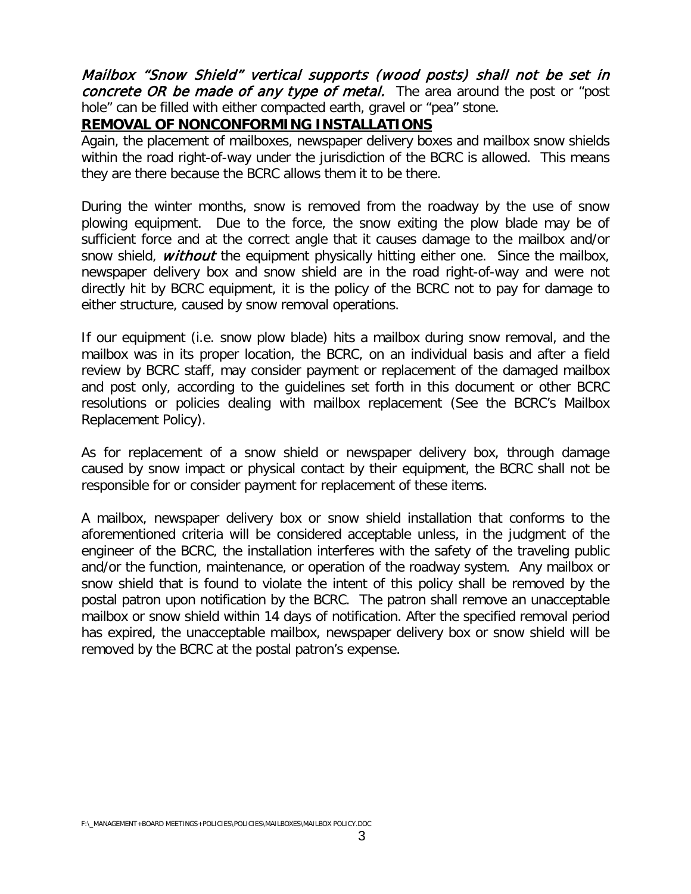*Mailbox "Snow Shield" vertical supports (wood posts) shall not be set in concrete OR be made of any type of metal.* The area around the post or "post hole" can be filled with either compacted earth, gravel or "pea" stone.

## REMOVAL OF NONCONFORMING INSTALLATIONS

Again, the placement of mailboxes, newspaper delivery boxes and mailbox snow shields within the road right-of-way under the jurisdiction of the BCRC is allowed. This means they are there because the BCRC allows them it to be there.

During the winter months, snow is removed from the roadway by the use of snow plowing equipment. Due to the force, the snow exiting the plow blade may be of sufficient force and at the correct angle that it causes damage to the mailbox and/or snow shield, *without* the equipment physically hitting either one. Since the mailbox, newspaper delivery box and snow shield are in the road right-of-way and were not directly hit by BCRC equipment, it is the policy of the BCRC not to pay for damage to either structure, caused by snow removal operations.

If our equipment (i.e. snow plow blade) hits a mailbox during snow removal, and the mailbox was in its proper location, the BCRC, on an individual basis and after a field review by BCRC staff, may consider payment or replacement of the damaged mailbox and post only, according to the guidelines set forth in this document or other BCRC resolutions or policies dealing with mailbox replacement (See the BCRC's Mailbox Replacement Policy).

As for replacement of a snow shield or newspaper delivery box, through damage caused by snow impact or physical contact by their equipment, the BCRC shall not be responsible for or consider payment for replacement of these items.

A mailbox, newspaper delivery box or snow shield installation that conforms to the aforementioned criteria will be considered acceptable unless, in the judgment of the engineer of the BCRC, the installation interferes with the safety of the traveling public and/or the function, maintenance, or operation of the roadway system. Any mailbox or snow shield that is found to violate the intent of this policy shall be removed by the postal patron upon notification by the BCRC. The patron shall remove an unacceptable mailbox or snow shield within 14 days of notification. After the specified removal period has expired, the unacceptable mailbox, newspaper delivery box or snow shield will be removed by the BCRC at the postal patron's expense.